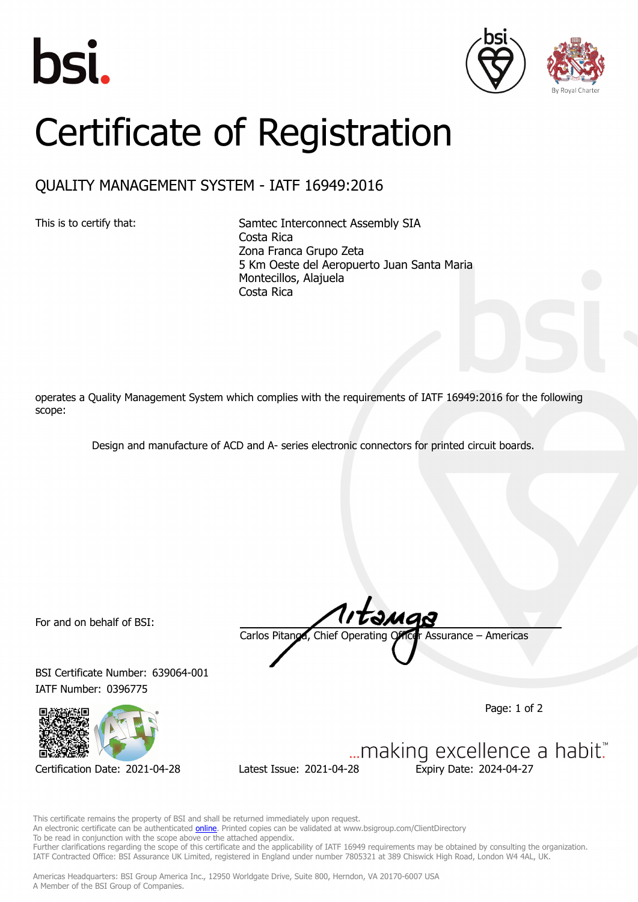bsi.

# Certificate of Registration

## QUALITY MANAGEMENT SYSTEM - IATF 16949:2016

This is to certify that:

Samtec Interconnect Assembly SIA
Costa Rica
Zona Franca Grupo Zeta
5 Km Oeste del Aeropuerto Juan Santa Maria
Montecillos, Alajuela
Costa Rica

operates a Quality Management System which complies with the requirements of IATF 16949:2016 for the following scope:

Design and manufacture of ACD and A- series electronic connectors for printed circuit boards.

For and on behalf of BSI:

Carlos Pitanga, Chief Operating Officer Assurance – Americas

BSI Certificate Number: 639064-001
IATF Number: 0396775

Certification Date: 2021-04-28 | Latest Issue: 2021-04-28 | Expiry Date: 2024-04-27

...making excellence a habit.™

This certificate remains the property of BSI and shall be returned immediately upon request.
An electronic certificate can be authenticated online. Printed copies can be validated at www.bsigroup.com/ClientDirectory
To be read in conjunction with the scope above or the attached appendix.
Further clarifications regarding the scope of this certificate and the applicability of IATF 16949 requirements may be obtained by consulting the organization.
IATF Contracted Office: BSI Assurance UK Limited, registered in England under number 7805321 at 389 Chiswick High Road, London W4 4AL, UK.

Americas Headquarters: BSI Group America Inc., 12950 Worldgate Drive, Suite 800, Herndon, VA 20170-6007 USA
A Member of the BSI Group of Companies.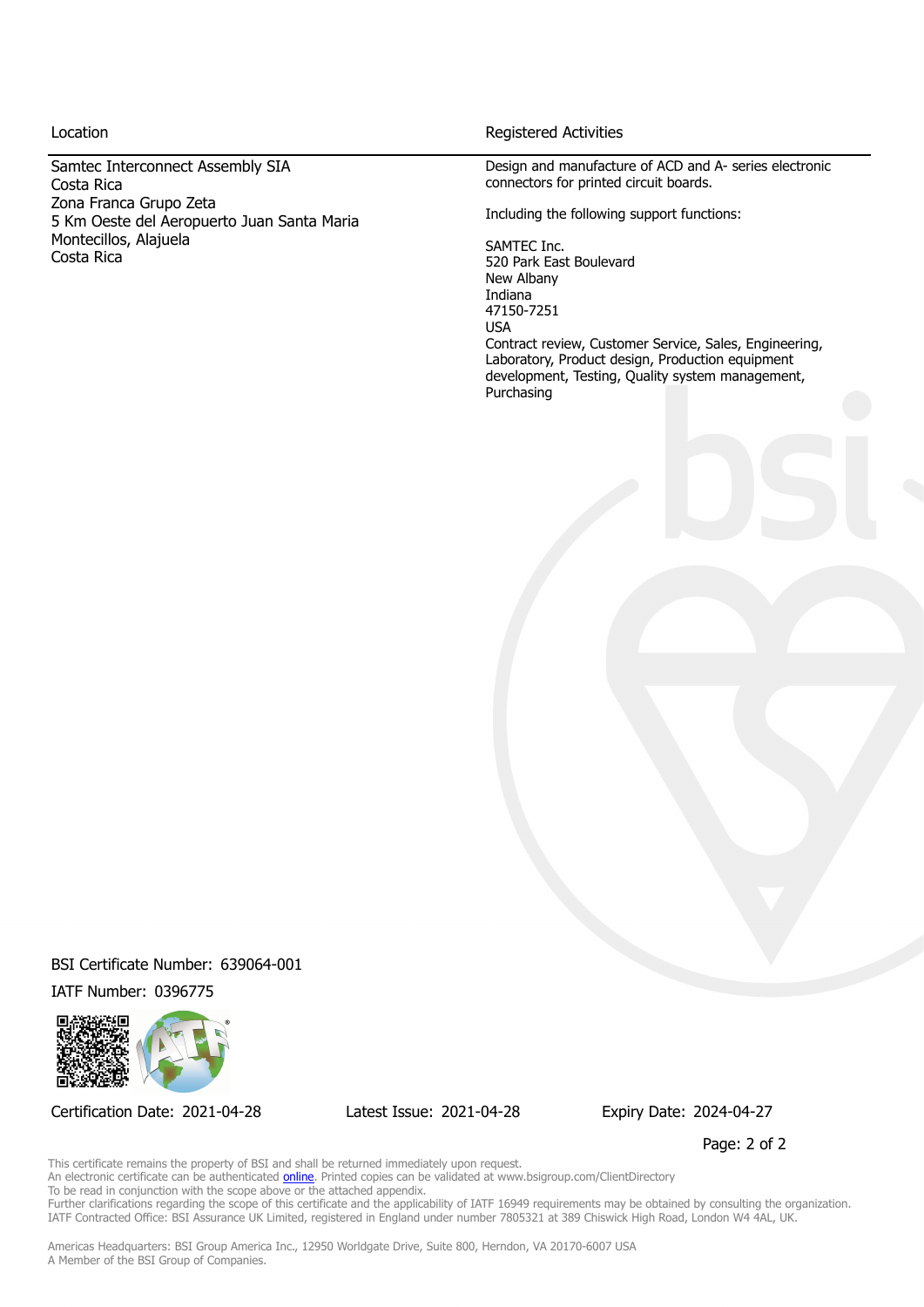| Location | Registered Activities |
| --- | --- |
| Samtec Interconnect Assembly SIA<br>Costa Rica<br>Zona Franca Grupo Zeta<br>5 Km Oeste del Aeropuerto Juan Santa Maria<br>Montecillos, Alajuela<br>Costa Rica | Design and manufacture of ACD and A- series electronic connectors for printed circuit boards.<br><br>Including the following support functions:<br><br>SAMTEC Inc.<br>520 Park East Boulevard<br>New Albany<br>Indiana<br>47150-7251<br>USA<br>Contract review, Customer Service, Sales, Engineering, Laboratory, Product design, Production equipment development, Testing, Quality system management, Purchasing |

BSI Certificate Number: 639064-001

IATF Number: 0396775

Certification Date: 2021-04-28 Latest Issue: 2021-04-28 Expiry Date: 2024-04-27

This certificate remains the property of BSI and shall be returned immediately upon request.
An electronic certificate can be authenticated online. Printed copies can be validated at www.bsigroup.com/ClientDirectory
To be read in conjunction with the scope above or the attached appendix.
Further clarifications regarding the scope of this certificate and the applicability of IATF 16949 requirements may be obtained by consulting the organization.
IATF Contracted Office: BSI Assurance UK Limited, registered in England under number 7805321 at 389 Chiswick High Road, London W4 4AL, UK.

Americas Headquarters: BSI Group America Inc., 12950 Worldgate Drive, Suite 800, Herndon, VA 20170-6007 USA
A Member of the BSI Group of Companies.